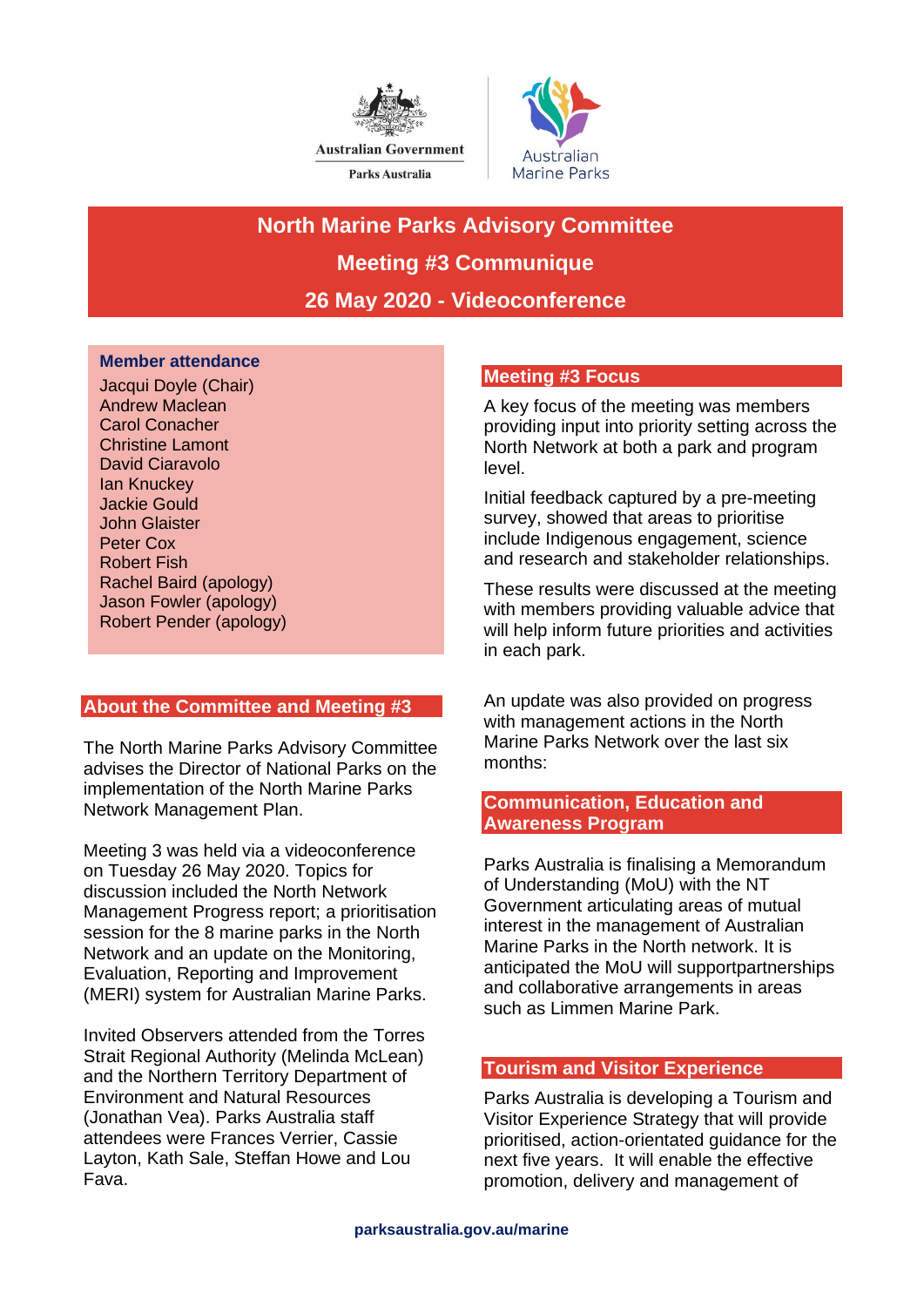Australian Government

Parks Australia

Australian Marine Parks

# North Marine Parks Advisory Committee

# Meeting #3 Communique

# 26 May 2020 - Videoconference

**Member attendance**

Jacqui Doyle (Chair)
Andrew Maclean
Carol Conacher
Christine Lamont
David Ciaravolo
Ian Knuckey
Jackie Gould
John Glaister
Peter Cox
Robert Fish
Rachel Baird (apology)
Jason Fowler (apology)
Robert Pender (apology)

## About the Committee and Meeting #3

The North Marine Parks Advisory Committee advises the Director of National Parks on the implementation of the North Marine Parks Network Management Plan.

Meeting 3 was held via a videoconference on Tuesday 26 May 2020. Topics for discussion included the North Network Management Progress report; a prioritisation session for the 8 marine parks in the North Network and an update on the Monitoring, Evaluation, Reporting and Improvement (MERI) system for Australian Marine Parks.

Invited Observers attended from the Torres Strait Regional Authority (Melinda McLean) and the Northern Territory Department of Environment and Natural Resources (Jonathan Vea). Parks Australia staff attendees were Frances Verrier, Cassie Layton, Kath Sale, Steffan Howe and Lou Fava.

## Meeting #3 Focus

A key focus of the meeting was members providing input into priority setting across the North Network at both a park and program level.

Initial feedback captured by a pre-meeting survey, showed that areas to prioritise include Indigenous engagement, science and research and stakeholder relationships.

These results were discussed at the meeting with members providing valuable advice that will help inform future priorities and activities in each park.

An update was also provided on progress with management actions in the North Marine Parks Network over the last six months:

## Communication, Education and Awareness Program

Parks Australia is finalising a Memorandum of Understanding (MoU) with the NT Government articulating areas of mutual interest in the management of Australian Marine Parks in the North network. It is anticipated the MoU will supportpartnerships and collaborative arrangements in areas such as Limmen Marine Park.

## Tourism and Visitor Experience

Parks Australia is developing a Tourism and Visitor Experience Strategy that will provide prioritised, action-orientated guidance for the next five years. It will enable the effective promotion, delivery and management of

parksaustralia.gov.au/marine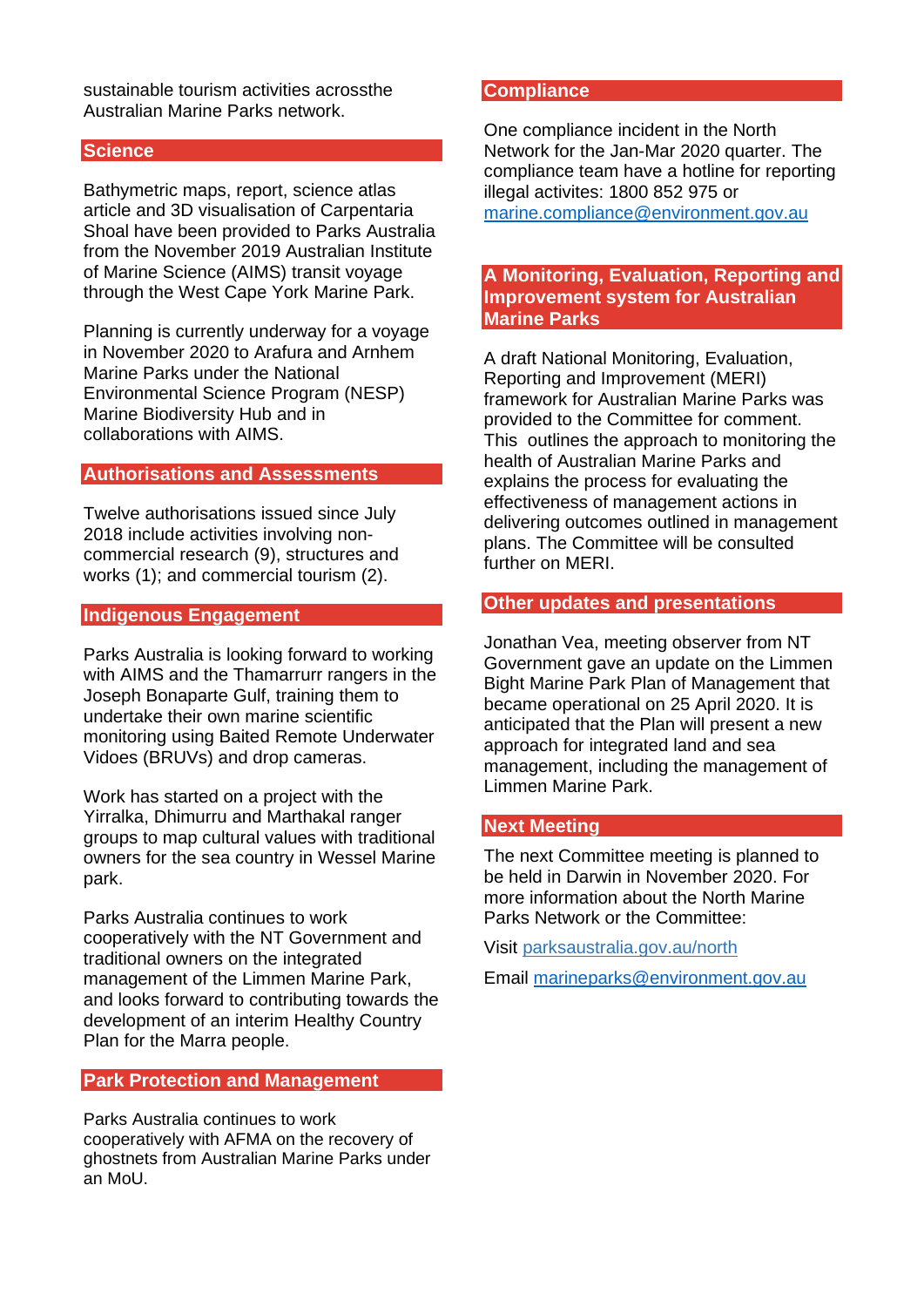sustainable tourism activities acrossthe Australian Marine Parks network.

## Science

Bathymetric maps, report, science atlas article and 3D visualisation of Carpentaria Shoal have been provided to Parks Australia from the November 2019 Australian Institute of Marine Science (AIMS) transit voyage through the West Cape York Marine Park.

Planning is currently underway for a voyage in November 2020 to Arafura and Arnhem Marine Parks under the National Environmental Science Program (NESP) Marine Biodiversity Hub and in collaborations with AIMS.

## Authorisations and Assessments

Twelve authorisations issued since July 2018 include activities involving non-commercial research (9), structures and works (1); and commercial tourism (2).

## Indigenous Engagement

Parks Australia is looking forward to working with AIMS and the Thamarrurr rangers in the Joseph Bonaparte Gulf, training them to undertake their own marine scientific monitoring using Baited Remote Underwater Vidoes (BRUVs) and drop cameras.

Work has started on a project with the Yirralka, Dhimurru and Marthakal ranger groups to map cultural values with traditional owners for the sea country in Wessel Marine park.

Parks Australia continues to work cooperatively with the NT Government and traditional owners on the integrated management of the Limmen Marine Park, and looks forward to contributing towards the development of an interim Healthy Country Plan for the Marra people.

## Park Protection and Management

Parks Australia continues to work cooperatively with AFMA on the recovery of ghostnets from Australian Marine Parks under an MoU.

## Compliance

One compliance incident in the North Network for the Jan-Mar 2020 quarter. The compliance team have a hotline for reporting illegal activites: 1800 852 975 or marine.compliance@environment.gov.au

## A Monitoring, Evaluation, Reporting and Improvement system for Australian Marine Parks

A draft National Monitoring, Evaluation, Reporting and Improvement (MERI) framework for Australian Marine Parks was provided to the Committee for comment. This outlines the approach to monitoring the health of Australian Marine Parks and explains the process for evaluating the effectiveness of management actions in delivering outcomes outlined in management plans. The Committee will be consulted further on MERI.

## Other updates and presentations

Jonathan Vea, meeting observer from NT Government gave an update on the Limmen Bight Marine Park Plan of Management that became operational on 25 April 2020. It is anticipated that the Plan will present a new approach for integrated land and sea management, including the management of Limmen Marine Park.

## Next Meeting

The next Committee meeting is planned to be held in Darwin in November 2020. For more information about the North Marine Parks Network or the Committee:

Visit parksaustralia.gov.au/north

Email marineparks@environment.gov.au